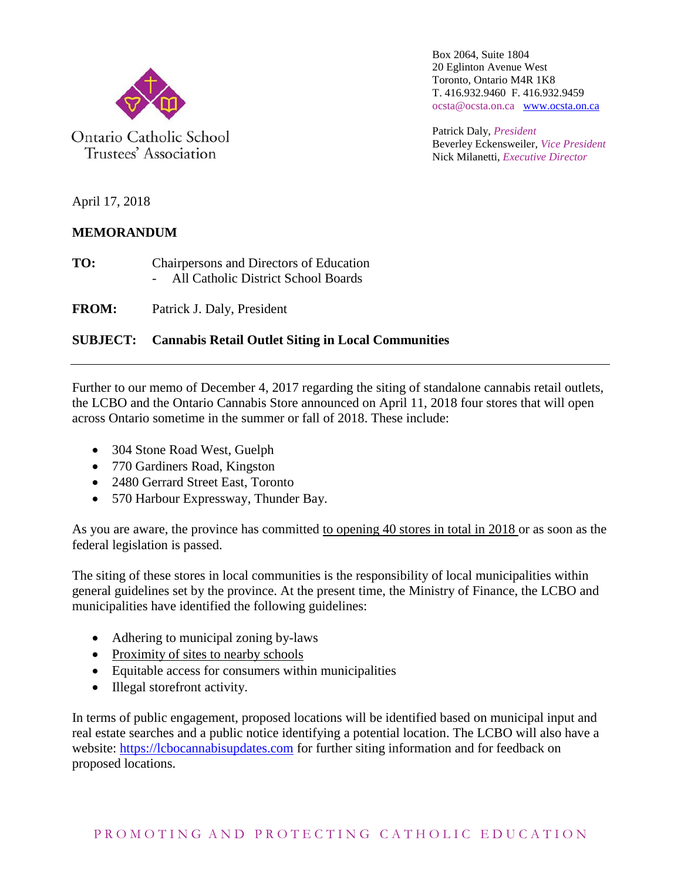Ontario Catholic School Trustees' Association

Box 2064, Suite 1804
20 Eglinton Avenue West
Toronto, Ontario M4R 1K8
T. 416.932.9460 F. 416.932.9459
ocsta@ocsta.on.ca www.ocsta.on.ca

Patrick Daly, *President*
Beverley Eckensweiler, *Vice President*
Nick Milanetti, *Executive Director*

April 17, 2018

**MEMORANDUM**

**TO:** Chairpersons and Directors of Education
- All Catholic District School Boards

**FROM:** Patrick J. Daly, President

**SUBJECT: Cannabis Retail Outlet Siting in Local Communities**

---

Further to our memo of December 4, 2017 regarding the siting of standalone cannabis retail outlets, the LCBO and the Ontario Cannabis Store announced on April 11, 2018 four stores that will open across Ontario sometime in the summer or fall of 2018. These include:

- 304 Stone Road West, Guelph
- 770 Gardiners Road, Kingston
- 2480 Gerrard Street East, Toronto
- 570 Harbour Expressway, Thunder Bay.

As you are aware, the province has committed to opening 40 stores in total in 2018 or as soon as the federal legislation is passed.

The siting of these stores in local communities is the responsibility of local municipalities within general guidelines set by the province. At the present time, the Ministry of Finance, the LCBO and municipalities have identified the following guidelines:

- Adhering to municipal zoning by-laws
- Proximity of sites to nearby schools
- Equitable access for consumers within municipalities
- Illegal storefront activity.

In terms of public engagement, proposed locations will be identified based on municipal input and real estate searches and a public notice identifying a potential location. The LCBO will also have a website: https://lcbocannabisupdates.com for further siting information and for feedback on proposed locations.

PROMOTING AND PROTECTING CATHOLIC EDUCATION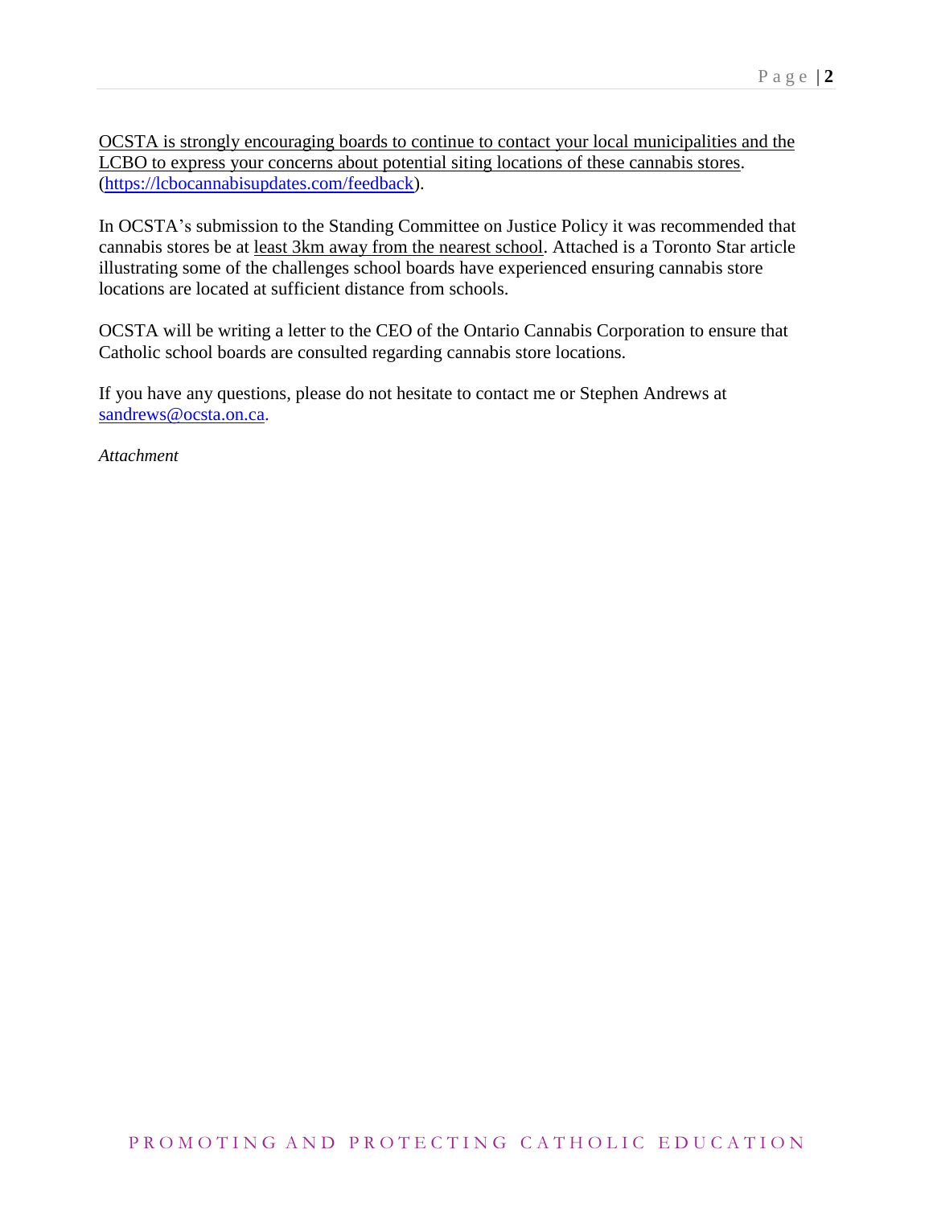OCSTA is strongly encouraging boards to continue to contact your local municipalities and the LCBO to express your concerns about potential siting locations of these cannabis stores. (https://lcbocannabisupdates.com/feedback).

In OCSTA's submission to the Standing Committee on Justice Policy it was recommended that cannabis stores be at least 3km away from the nearest school. Attached is a Toronto Star article illustrating some of the challenges school boards have experienced ensuring cannabis store locations are located at sufficient distance from schools.

OCSTA will be writing a letter to the CEO of the Ontario Cannabis Corporation to ensure that Catholic school boards are consulted regarding cannabis store locations.

If you have any questions, please do not hesitate to contact me or Stephen Andrews at sandrews@ocsta.on.ca.

*Attachment*

PROMOTING AND PROTECTING CATHOLIC EDUCATION